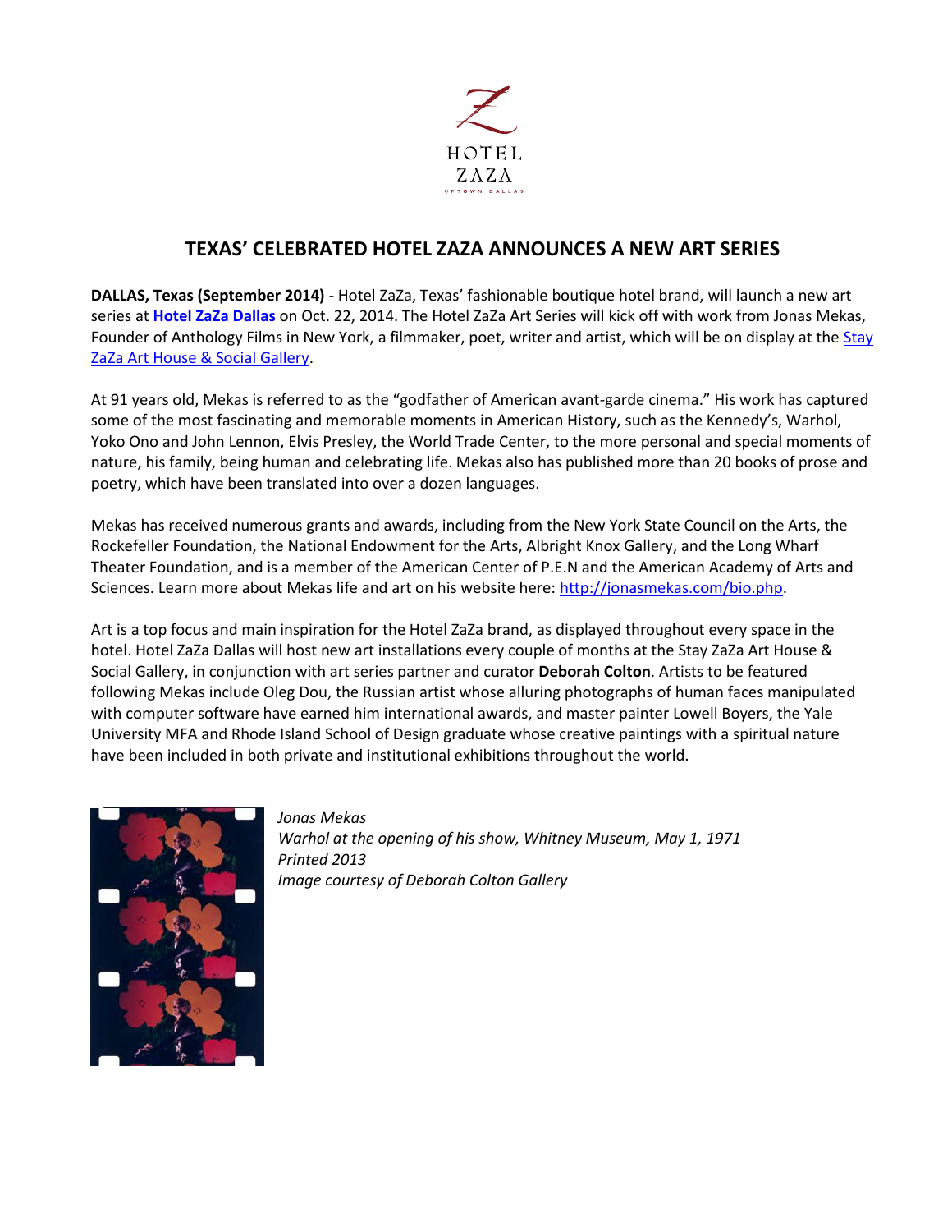HOTEL ZAZA
UPTOWN DALLAS

# TEXAS' CELEBRATED HOTEL ZAZA ANNOUNCES A NEW ART SERIES

**DALLAS, Texas (September 2014)** - Hotel ZaZa, Texas' fashionable boutique hotel brand, will launch a new art series at **Hotel ZaZa Dallas** on Oct. 22, 2014. The Hotel ZaZa Art Series will kick off with work from Jonas Mekas, Founder of Anthology Films in New York, a filmmaker, poet, writer and artist, which will be on display at the Stay ZaZa Art House & Social Gallery.

At 91 years old, Mekas is referred to as the "godfather of American avant-garde cinema." His work has captured some of the most fascinating and memorable moments in American History, such as the Kennedy's, Warhol, Yoko Ono and John Lennon, Elvis Presley, the World Trade Center, to the more personal and special moments of nature, his family, being human and celebrating life. Mekas also has published more than 20 books of prose and poetry, which have been translated into over a dozen languages.

Mekas has received numerous grants and awards, including from the New York State Council on the Arts, the Rockefeller Foundation, the National Endowment for the Arts, Albright Knox Gallery, and the Long Wharf Theater Foundation, and is a member of the American Center of P.E.N and the American Academy of Arts and Sciences. Learn more about Mekas life and art on his website here: http://jonasmekas.com/bio.php.

Art is a top focus and main inspiration for the Hotel ZaZa brand, as displayed throughout every space in the hotel. Hotel ZaZa Dallas will host new art installations every couple of months at the Stay ZaZa Art House & Social Gallery, in conjunction with art series partner and curator **Deborah Colton**. Artists to be featured following Mekas include Oleg Dou, the Russian artist whose alluring photographs of human faces manipulated with computer software have earned him international awards, and master painter Lowell Boyers, the Yale University MFA and Rhode Island School of Design graduate whose creative paintings with a spiritual nature have been included in both private and institutional exhibitions throughout the world.

*Jonas Mekas*
*Warhol at the opening of his show, Whitney Museum, May 1, 1971*
*Printed 2013*
*Image courtesy of Deborah Colton Gallery*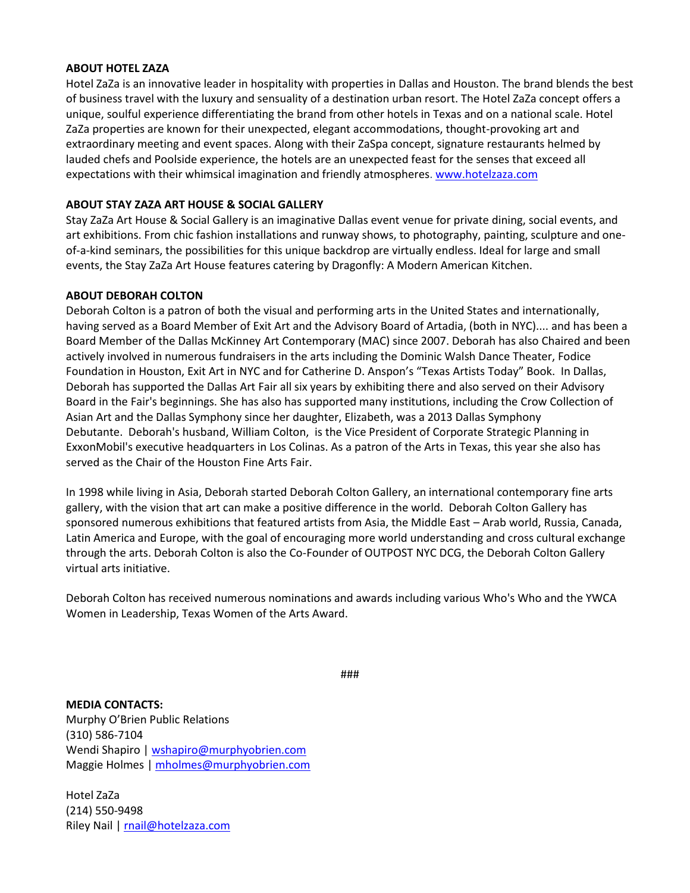**ABOUT HOTEL ZAZA**

Hotel ZaZa is an innovative leader in hospitality with properties in Dallas and Houston. The brand blends the best of business travel with the luxury and sensuality of a destination urban resort. The Hotel ZaZa concept offers a unique, soulful experience differentiating the brand from other hotels in Texas and on a national scale. Hotel ZaZa properties are known for their unexpected, elegant accommodations, thought-provoking art and extraordinary meeting and event spaces. Along with their ZaSpa concept, signature restaurants helmed by lauded chefs and Poolside experience, the hotels are an unexpected feast for the senses that exceed all expectations with their whimsical imagination and friendly atmospheres. www.hotelzaza.com

**ABOUT STAY ZAZA ART HOUSE & SOCIAL GALLERY**

Stay ZaZa Art House & Social Gallery is an imaginative Dallas event venue for private dining, social events, and art exhibitions. From chic fashion installations and runway shows, to photography, painting, sculpture and one-of-a-kind seminars, the possibilities for this unique backdrop are virtually endless. Ideal for large and small events, the Stay ZaZa Art House features catering by Dragonfly: A Modern American Kitchen.

**ABOUT DEBORAH COLTON**

Deborah Colton is a patron of both the visual and performing arts in the United States and internationally, having served as a Board Member of Exit Art and the Advisory Board of Artadia, (both in NYC).... and has been a Board Member of the Dallas McKinney Art Contemporary (MAC) since 2007. Deborah has also Chaired and been actively involved in numerous fundraisers in the arts including the Dominic Walsh Dance Theater, Fodice Foundation in Houston, Exit Art in NYC and for Catherine D. Anspon's "Texas Artists Today" Book. In Dallas, Deborah has supported the Dallas Art Fair all six years by exhibiting there and also served on their Advisory Board in the Fair's beginnings. She has also has supported many institutions, including the Crow Collection of Asian Art and the Dallas Symphony since her daughter, Elizabeth, was a 2013 Dallas Symphony Debutante. Deborah's husband, William Colton, is the Vice President of Corporate Strategic Planning in ExxonMobil's executive headquarters in Los Colinas. As a patron of the Arts in Texas, this year she also has served as the Chair of the Houston Fine Arts Fair.

In 1998 while living in Asia, Deborah started Deborah Colton Gallery, an international contemporary fine arts gallery, with the vision that art can make a positive difference in the world. Deborah Colton Gallery has sponsored numerous exhibitions that featured artists from Asia, the Middle East – Arab world, Russia, Canada, Latin America and Europe, with the goal of encouraging more world understanding and cross cultural exchange through the arts. Deborah Colton is also the Co-Founder of OUTPOST NYC DCG, the Deborah Colton Gallery virtual arts initiative.

Deborah Colton has received numerous nominations and awards including various Who's Who and the YWCA Women in Leadership, Texas Women of the Arts Award.

###

**MEDIA CONTACTS:**
Murphy O'Brien Public Relations
(310) 586-7104
Wendi Shapiro | wshapiro@murphyobrien.com
Maggie Holmes | mholmes@murphyobrien.com

Hotel ZaZa
(214) 550-9498
Riley Nail | rnail@hotelzaza.com